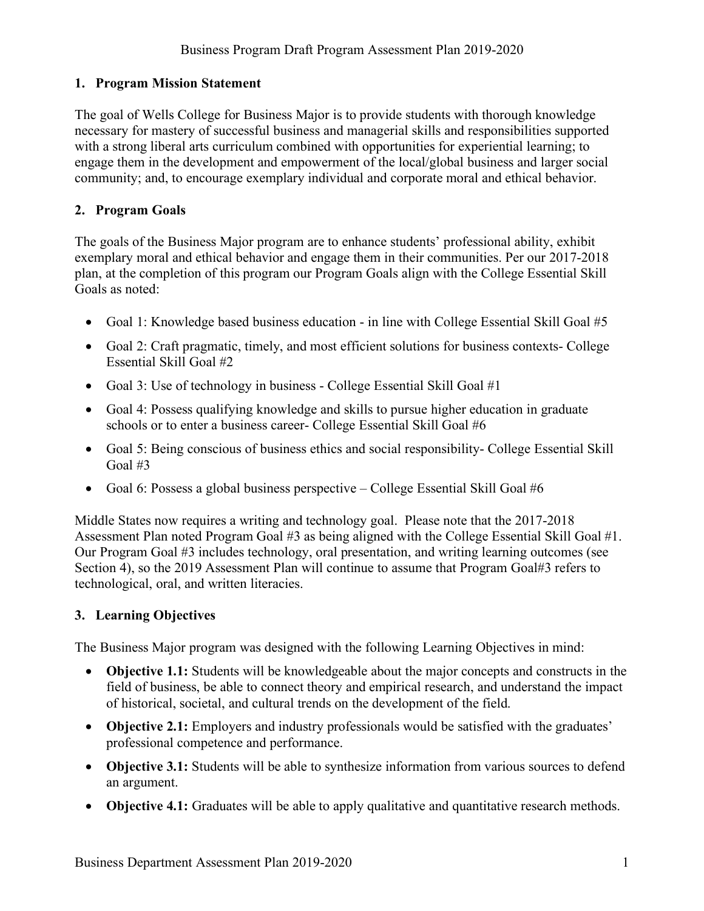# Business Program Draft Program Assessment Plan 2019-2020

## 1. Program Mission Statement

The goal of Wells College for Business Major is to provide students with thorough knowledge necessary for mastery of successful business and managerial skills and responsibilities supported with a strong liberal arts curriculum combined with opportunities for experiential learning; to engage them in the development and empowerment of the local/global business and larger social community; and, to encourage exemplary individual and corporate moral and ethical behavior.

## 2. Program Goals

The goals of the Business Major program are to enhance students' professional ability, exhibit exemplary moral and ethical behavior and engage them in their communities. Per our 2017-2018 plan, at the completion of this program our Program Goals align with the College Essential Skill Goals as noted:

- Goal 1: Knowledge based business education - in line with College Essential Skill Goal #5
- Goal 2: Craft pragmatic, timely, and most efficient solutions for business contexts- College Essential Skill Goal #2
- Goal 3: Use of technology in business - College Essential Skill Goal #1
- Goal 4: Possess qualifying knowledge and skills to pursue higher education in graduate schools or to enter a business career- College Essential Skill Goal #6
- Goal 5: Being conscious of business ethics and social responsibility- College Essential Skill Goal #3
- Goal 6: Possess a global business perspective – College Essential Skill Goal #6

Middle States now requires a writing and technology goal. Please note that the 2017-2018 Assessment Plan noted Program Goal #3 as being aligned with the College Essential Skill Goal #1. Our Program Goal #3 includes technology, oral presentation, and writing learning outcomes (see Section 4), so the 2019 Assessment Plan will continue to assume that Program Goal#3 refers to technological, oral, and written literacies.

## 3. Learning Objectives

The Business Major program was designed with the following Learning Objectives in mind:

- **Objective 1.1:** Students will be knowledgeable about the major concepts and constructs in the field of business, be able to connect theory and empirical research, and understand the impact of historical, societal, and cultural trends on the development of the field.
- **Objective 2.1:** Employers and industry professionals would be satisfied with the graduates' professional competence and performance.
- **Objective 3.1:** Students will be able to synthesize information from various sources to defend an argument.
- **Objective 4.1:** Graduates will be able to apply qualitative and quantitative research methods.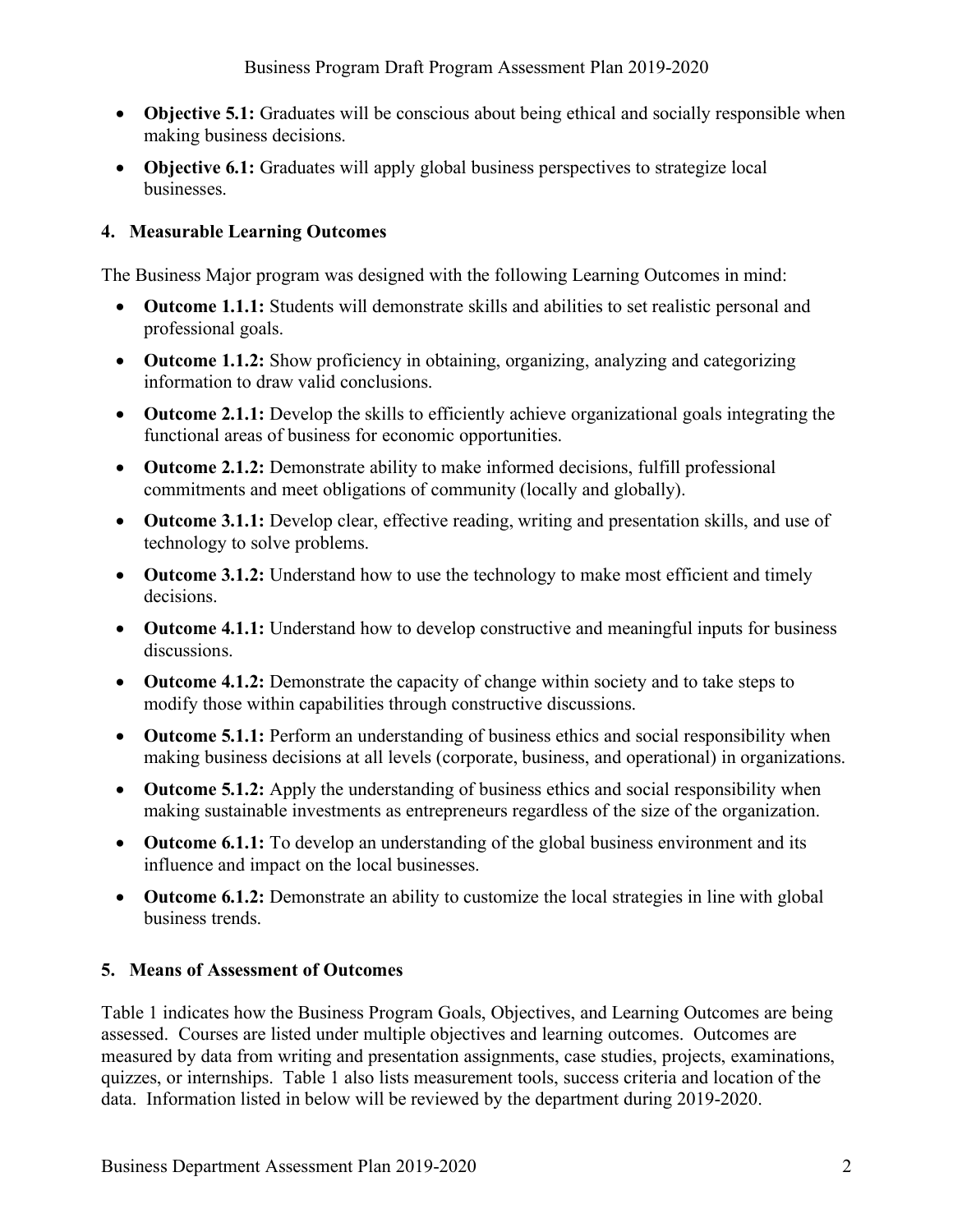- **Objective 5.1:** Graduates will be conscious about being ethical and socially responsible when making business decisions.
- **Objective 6.1:** Graduates will apply global business perspectives to strategize local businesses.

## 4. Measurable Learning Outcomes

The Business Major program was designed with the following Learning Outcomes in mind:

- **Outcome 1.1.1:** Students will demonstrate skills and abilities to set realistic personal and professional goals.
- **Outcome 1.1.2:** Show proficiency in obtaining, organizing, analyzing and categorizing information to draw valid conclusions.
- **Outcome 2.1.1:** Develop the skills to efficiently achieve organizational goals integrating the functional areas of business for economic opportunities.
- **Outcome 2.1.2:** Demonstrate ability to make informed decisions, fulfill professional commitments and meet obligations of community (locally and globally).
- **Outcome 3.1.1:** Develop clear, effective reading, writing and presentation skills, and use of technology to solve problems.
- **Outcome 3.1.2:** Understand how to use the technology to make most efficient and timely decisions.
- **Outcome 4.1.1:** Understand how to develop constructive and meaningful inputs for business discussions.
- **Outcome 4.1.2:** Demonstrate the capacity of change within society and to take steps to modify those within capabilities through constructive discussions.
- **Outcome 5.1.1:** Perform an understanding of business ethics and social responsibility when making business decisions at all levels (corporate, business, and operational) in organizations.
- **Outcome 5.1.2:** Apply the understanding of business ethics and social responsibility when making sustainable investments as entrepreneurs regardless of the size of the organization.
- **Outcome 6.1.1:** To develop an understanding of the global business environment and its influence and impact on the local businesses.
- **Outcome 6.1.2:** Demonstrate an ability to customize the local strategies in line with global business trends.

## 5. Means of Assessment of Outcomes

Table 1 indicates how the Business Program Goals, Objectives, and Learning Outcomes are being assessed. Courses are listed under multiple objectives and learning outcomes. Outcomes are measured by data from writing and presentation assignments, case studies, projects, examinations, quizzes, or internships. Table 1 also lists measurement tools, success criteria and location of the data. Information listed in below will be reviewed by the department during 2019-2020.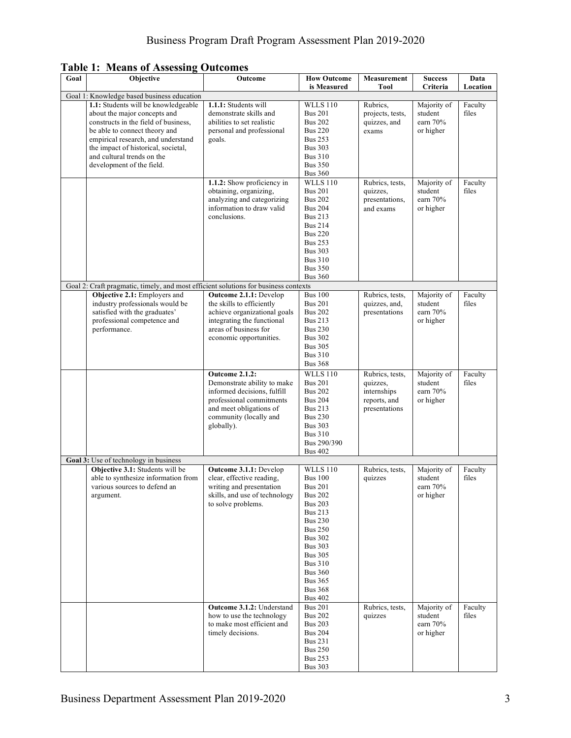**Table 1: Means of Assessing Outcomes**

| Goal | Objective | Outcome | How Outcome is Measured | Measurement Tool | Success Criteria | Data Location |
|---|---|---|---|---|---|---|
| Goal 1: Knowledge based business education | | | | | | |
| | **1.1:** Students will be knowledgeable about the major concepts and constructs in the field of business, be able to connect theory and empirical research, and understand the impact of historical, societal, and cultural trends on the development of the field. | **1.1.1:** Students will demonstrate skills and abilities to set realistic personal and professional goals. | WLLS 110<br>Bus 201<br>Bus 202<br>Bus 220<br>Bus 253<br>Bus 303<br>Bus 310<br>Bus 350<br>Bus 360 | Rubrics, projects, tests, quizzes, and exams | Majority of student earn 70% or higher | Faculty files |
| | | **1.1.2:** Show proficiency in obtaining, organizing, analyzing and categorizing information to draw valid conclusions. | WLLS 110<br>Bus 201<br>Bus 202<br>Bus 204<br>Bus 213<br>Bus 214<br>Bus 220<br>Bus 253<br>Bus 303<br>Bus 310<br>Bus 350<br>Bus 360 | Rubrics, tests, quizzes, presentations, and exams | Majority of student earn 70% or higher | Faculty files |
| Goal 2: Craft pragmatic, timely, and most efficient solutions for business contexts | | | | | | |
| | **Objective 2.1:** Employers and industry professionals would be satisfied with the graduates' professional competence and performance. | **Outcome 2.1.1:** Develop the skills to efficiently achieve organizational goals integrating the functional areas of business for economic opportunities. | Bus 100<br>Bus 201<br>Bus 202<br>Bus 213<br>Bus 230<br>Bus 302<br>Bus 305<br>Bus 310<br>Bus 368 | Rubrics, tests, quizzes, and, presentations | Majority of student earn 70% or higher | Faculty files |
| | | **Outcome 2.1.2:** Demonstrate ability to make informed decisions, fulfill professional commitments and meet obligations of community (locally and globally). | WLLS 110<br>Bus 201<br>Bus 202<br>Bus 204<br>Bus 213<br>Bus 230<br>Bus 303<br>Bus 310<br>Bus 290/390<br>Bus 402 | Rubrics, tests, quizzes, internships reports, and presentations | Majority of student earn 70% or higher | Faculty files |
| **Goal 3:** Use of technology in business | | | | | | |
| | **Objective 3.1:** Students will be able to synthesize information from various sources to defend an argument. | **Outcome 3.1.1:** Develop clear, effective reading, writing and presentation skills, and use of technology to solve problems. | WLLS 110<br>Bus 100<br>Bus 201<br>Bus 202<br>Bus 203<br>Bus 213<br>Bus 230<br>Bus 250<br>Bus 302<br>Bus 303<br>Bus 305<br>Bus 310<br>Bus 360<br>Bus 365<br>Bus 368<br>Bus 402 | Rubrics, tests, quizzes | Majority of student earn 70% or higher | Faculty files |
| | | **Outcome 3.1.2:** Understand how to use the technology to make most efficient and timely decisions. | Bus 201<br>Bus 202<br>Bus 203<br>Bus 204<br>Bus 231<br>Bus 250<br>Bus 253<br>Bus 303 | Rubrics, tests, quizzes | Majority of student earn 70% or higher | Faculty files |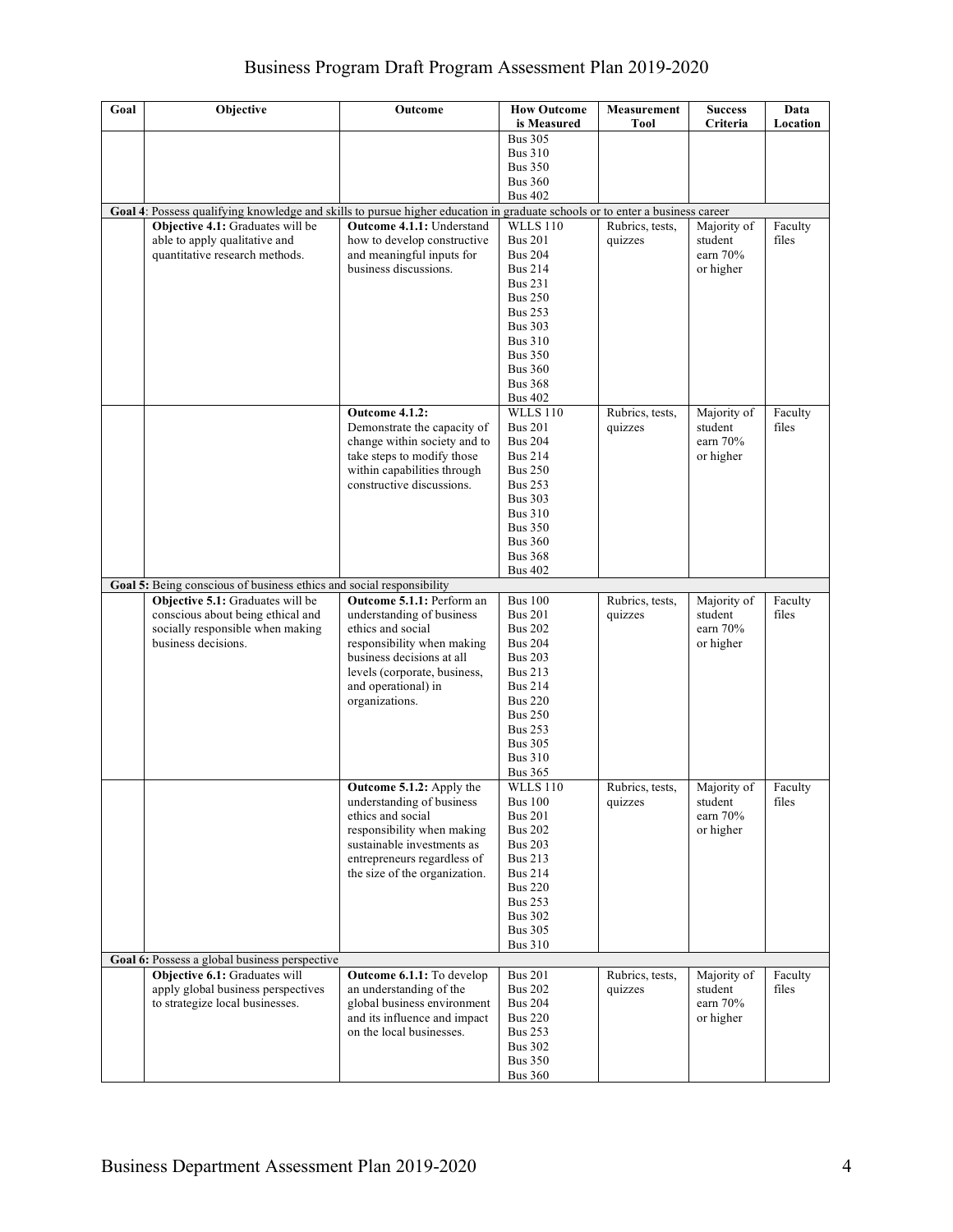# Business Program Draft Program Assessment Plan 2019-2020

| Goal | Objective | Outcome | How Outcome is Measured | Measurement Tool | Success Criteria | Data Location |
|---|---|---|---|---|---|---|
| | | | Bus 305<br>Bus 310<br>Bus 350<br>Bus 360<br>Bus 402 | | | |
| **Goal 4**: Possess qualifying knowledge and skills to pursue higher education in graduate schools or to enter a business career | | | | | | |
| | **Objective 4.1:** Graduates will be able to apply qualitative and quantitative research methods. | **Outcome 4.1.1:** Understand how to develop constructive and meaningful inputs for business discussions. | WLLS 110<br>Bus 201<br>Bus 204<br>Bus 214<br>Bus 231<br>Bus 250<br>Bus 253<br>Bus 303<br>Bus 310<br>Bus 350<br>Bus 360<br>Bus 368<br>Bus 402 | Rubrics, tests, quizzes | Majority of student earn 70% or higher | Faculty files |
| | | **Outcome 4.1.2:** Demonstrate the capacity of change within society and to take steps to modify those within capabilities through constructive discussions. | WLLS 110<br>Bus 201<br>Bus 204<br>Bus 214<br>Bus 250<br>Bus 253<br>Bus 303<br>Bus 310<br>Bus 350<br>Bus 360<br>Bus 368<br>Bus 402 | Rubrics, tests, quizzes | Majority of student earn 70% or higher | Faculty files |
| **Goal 5:** Being conscious of business ethics and social responsibility | | | | | | |
| | **Objective 5.1:** Graduates will be conscious about being ethical and socially responsible when making business decisions. | **Outcome 5.1.1:** Perform an understanding of business ethics and social responsibility when making business decisions at all levels (corporate, business, and operational) in organizations. | Bus 100<br>Bus 201<br>Bus 202<br>Bus 204<br>Bus 203<br>Bus 213<br>Bus 214<br>Bus 220<br>Bus 250<br>Bus 253<br>Bus 305<br>Bus 310<br>Bus 365 | Rubrics, tests, quizzes | Majority of student earn 70% or higher | Faculty files |
| | | **Outcome 5.1.2:** Apply the understanding of business ethics and social responsibility when making sustainable investments as entrepreneurs regardless of the size of the organization. | WLLS 110<br>Bus 100<br>Bus 201<br>Bus 202<br>Bus 203<br>Bus 213<br>Bus 214<br>Bus 220<br>Bus 253<br>Bus 302<br>Bus 305<br>Bus 310 | Rubrics, tests, quizzes | Majority of student earn 70% or higher | Faculty files |
| **Goal 6:** Possess a global business perspective | | | | | | |
| | **Objective 6.1:** Graduates will apply global business perspectives to strategize local businesses. | **Outcome 6.1.1:** To develop an understanding of the global business environment and its influence and impact on the local businesses. | Bus 201<br>Bus 202<br>Bus 204<br>Bus 220<br>Bus 253<br>Bus 302<br>Bus 350<br>Bus 360 | Rubrics, tests, quizzes | Majority of student earn 70% or higher | Faculty files |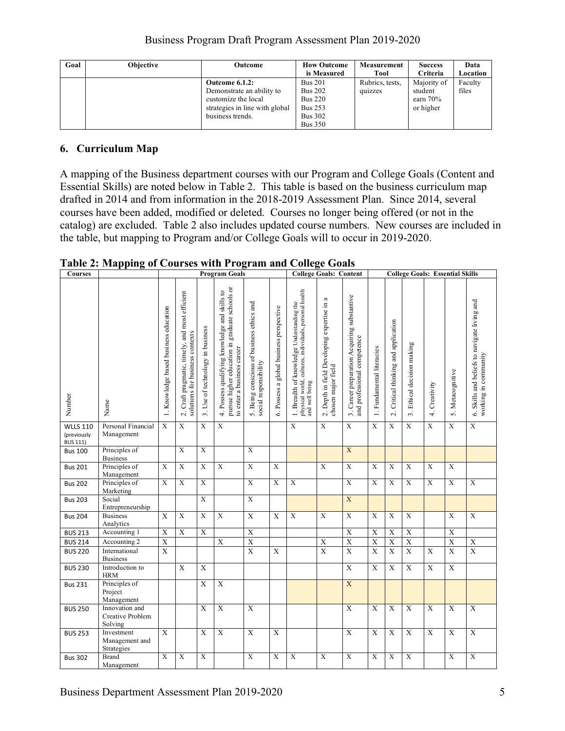| Goal | Objective | Outcome | How Outcome is Measured | Measurement Tool | Success Criteria | Data Location |
|---|---|---|---|---|---|---|
| | | **Outcome 6.1.2:** Demonstrate an ability to customize the local strategies in line with global business trends. | Bus 201<br>Bus 202<br>Bus 220<br>Bus 253<br>Bus 302<br>Bus 350 | Rubrics, tests, quizzes | Majority of student earn 70% or higher | Faculty files |

## 6. Curriculum Map

A mapping of the Business department courses with our Program and College Goals (Content and Essential Skills) are noted below in Table 2. This table is based on the business curriculum map drafted in 2014 and from information in the 2018-2019 Assessment Plan. Since 2014, several courses have been added, modified or deleted. Courses no longer being offered (or not in the catalog) are excluded. Table 2 also includes updated course numbers. New courses are included in the table, but mapping to Program and/or College Goals will to occur in 2019-2020.

**Table 2: Mapping of Courses with Program and College Goals**

| Courses | | Program Goals | | | | | | College Goals: Content | | | College Goals: Essential Skills | | | | | |
|---|---|---|---|---|---|---|---|---|---|---|---|---|---|---|---|---|
| Number | Name | 1. Knowledge based business education | 2. Craft pragmatic, timely, and most efficient solutions for business contexts | 3. Use of technology in business | 4. Possess qualifying knowledge and skills to pursue higher education in graduate schools or to enter a business career | 5. Being conscious of business ethics and social responsibility | 6. Possess a global business perspective | 1. Breadth of knowledge Understanding the physical world, cultures, individuals, personal health and well being | 2. Depth in field Developing expertise in a chosen major field | 3. Career preparation Acquiring substantive and professional competence | 1. Fundamental literacies | 2. Critical thinking and application | 3. Ethical decision making | 4. Creativity | 5. Metacognitive | 6. Skills and beliefs to navigate living and working in community |
| WLLS 110 (previously BUS 111) | Personal Financial Management | X | X | X | X | | | X | X | X | X | X | X | X | X | X |
| Bus 100 | Principles of Business | | X | X | | X | | | | X | | | | | | |
| Bus 201 | Principles of Management | X | X | X | X | X | X | | X | X | X | X | X | X | X | |
| Bus 202 | Principles of Marketing | X | X | X | | X | X | X | | X | X | X | X | X | X | X |
| Bus 203 | Social Entrepreneurship | | | X | | X | | | | X | | | | | | |
| Bus 204 | Business Analytics | X | X | X | X | X | X | X | X | X | X | X | X | | X | X |
| BUS 213 | Accounting 1 | X | X | X | | X | | | | X | X | X | X | | X | |
| BUS 214 | Accounting 2 | X | | | X | X | | | X | X | X | X | X | | X | X |
| BUS 220 | International Business | X | | | | X | X | | X | X | X | X | X | X | X | X |
| BUS 230 | Introduction to HRM | | X | X | | | | | | X | X | X | X | X | X | |
| Bus 231 | Principles of Project Management | | | X | X | | | | | X | | | | | | |
| BUS 250 | Innovation and Creative Problem Solving | | | X | X | X | | | | X | X | X | X | X | X | X |
| BUS 253 | Investment Management and Strategies | X | | X | X | X | X | | | X | X | X | X | X | X | X |
| Bus 302 | Brand Management | X | X | X | | X | X | X | X | X | X | X | X | | X | X |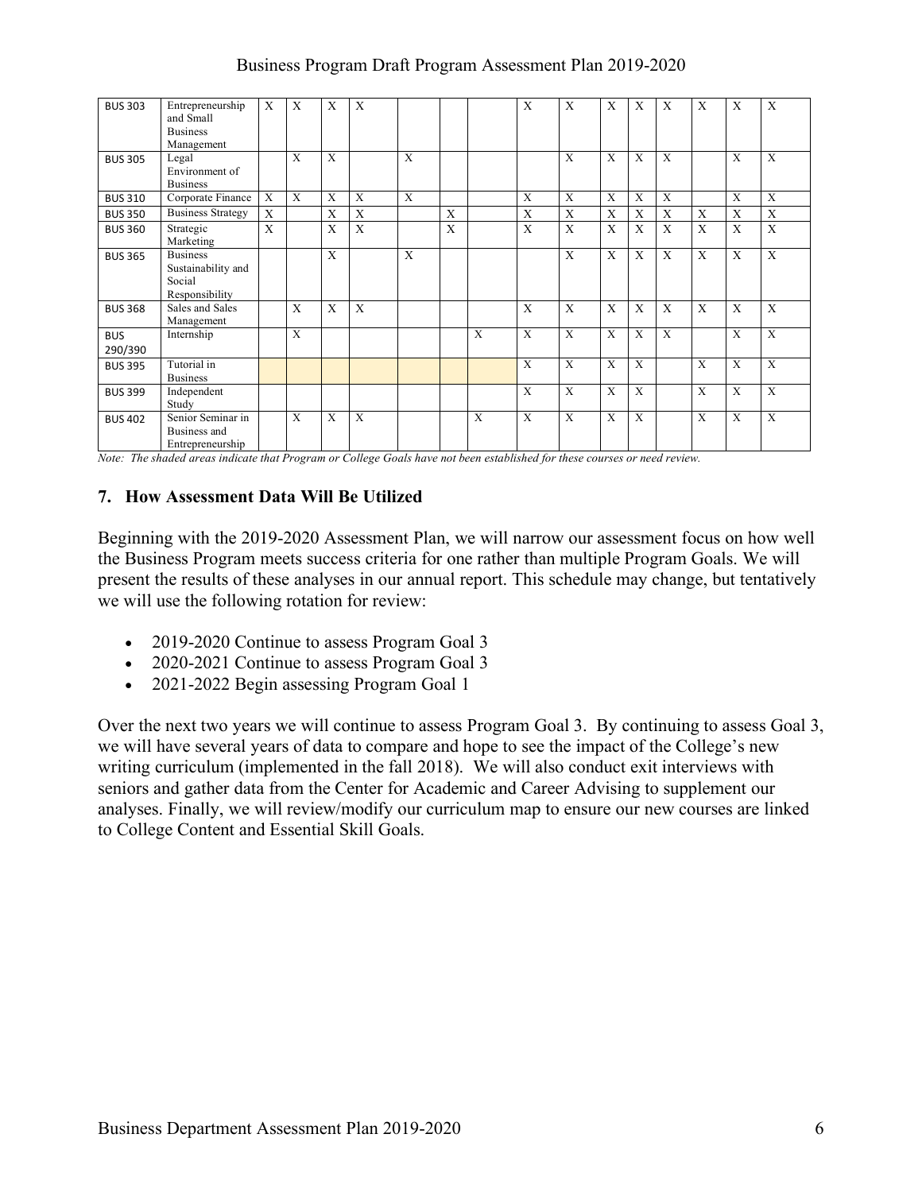| | | | | | | | | | | | | | | | | |
|---|---|---|---|---|---|---|---|---|---|---|---|---|---|---|---|---|
| BUS 303 | Entrepreneurship and Small Business Management | X | X | X | X | | | | X | X | X | X | X | X | X | X |
| BUS 305 | Legal Environment of Business | | X | X | | X | | | | X | X | X | X | | X | X |
| BUS 310 | Corporate Finance | X | X | X | X | X | | | X | X | X | X | X | | X | X |
| BUS 350 | Business Strategy | X | | X | X | | X | | X | X | X | X | X | X | X | X |
| BUS 360 | Strategic Marketing | X | | X | X | | X | | X | X | X | X | X | X | X | X |
| BUS 365 | Business Sustainability and Social Responsibility | | | X | | X | | | | X | X | X | X | X | X | X |
| BUS 368 | Sales and Sales Management | | X | X | X | | | | X | X | X | X | X | X | X | X |
| BUS 290/390 | Internship | | X | | | | | X | X | X | X | X | X | | X | X |
| BUS 395 | Tutorial in Business | | | | | | | | X | X | X | X | | X | X | X |
| BUS 399 | Independent Study | | | | | | | | X | X | X | X | | X | X | X |
| BUS 402 | Senior Seminar in Business and Entrepreneurship | | X | X | X | | | X | X | X | X | X | | X | X | X |

*Note: The shaded areas indicate that Program or College Goals have not been established for these courses or need review.*

## 7. How Assessment Data Will Be Utilized

Beginning with the 2019-2020 Assessment Plan, we will narrow our assessment focus on how well the Business Program meets success criteria for one rather than multiple Program Goals. We will present the results of these analyses in our annual report. This schedule may change, but tentatively we will use the following rotation for review:

- 2019-2020 Continue to assess Program Goal 3
- 2020-2021 Continue to assess Program Goal 3
- 2021-2022 Begin assessing Program Goal 1

Over the next two years we will continue to assess Program Goal 3. By continuing to assess Goal 3, we will have several years of data to compare and hope to see the impact of the College's new writing curriculum (implemented in the fall 2018). We will also conduct exit interviews with seniors and gather data from the Center for Academic and Career Advising to supplement our analyses. Finally, we will review/modify our curriculum map to ensure our new courses are linked to College Content and Essential Skill Goals.